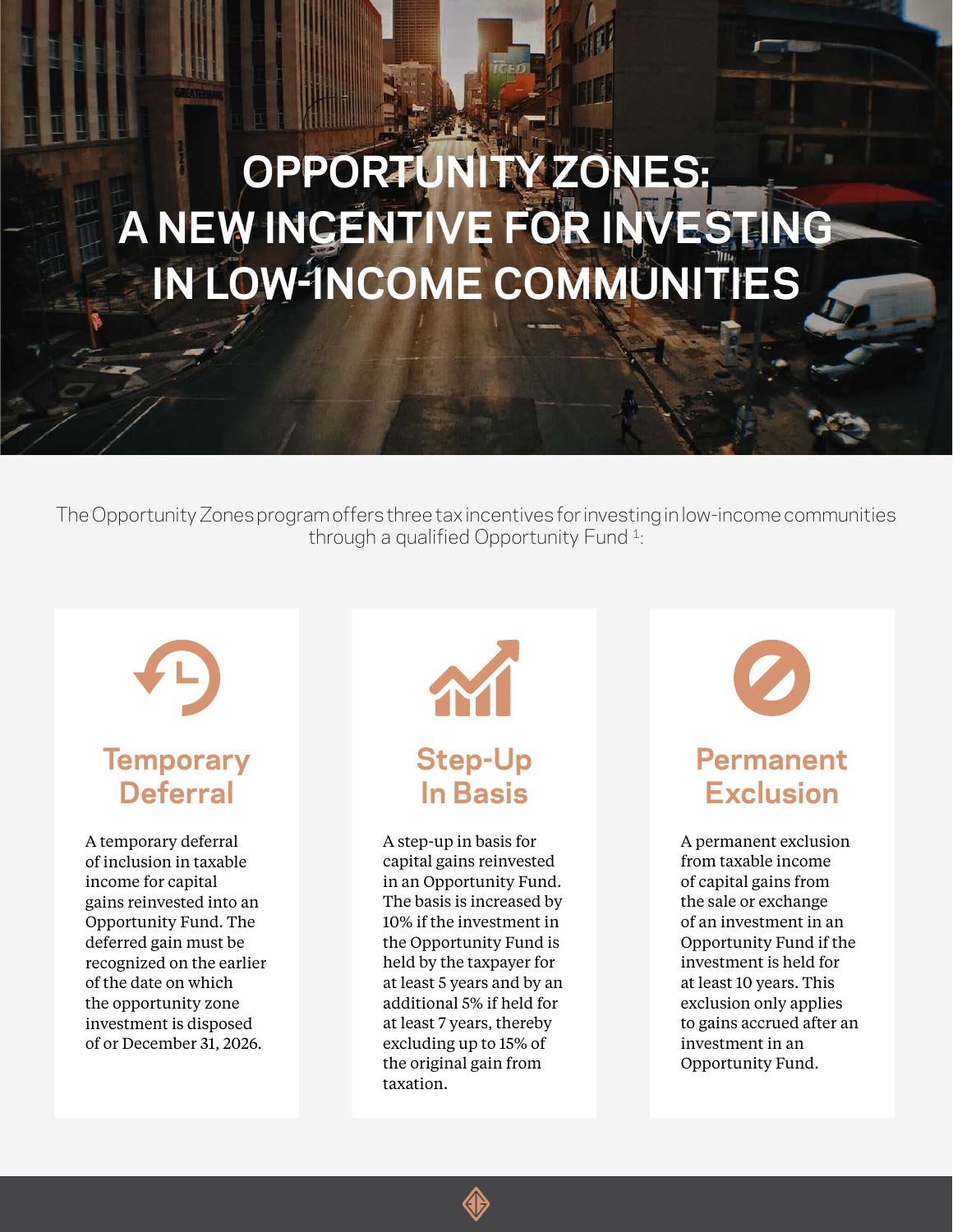# OPPORTUNITY ZONES: A NEW INCENTIVE FOR INVESTING IN LOW-INCOME COMMUNITIES

The Opportunity Zones program offers three tax incentives for investing in low-income communities through a qualified Opportunity Fund [1]:

## Temporary Deferral

A temporary deferral of inclusion in taxable income for capital gains reinvested into an Opportunity Fund. The deferred gain must be recognized on the earlier of the date on which the opportunity zone investment is disposed of or December 31, 2026.

## Step-Up In Basis

A step-up in basis for capital gains reinvested in an Opportunity Fund. The basis is increased by 10% if the investment in the Opportunity Fund is held by the taxpayer for at least 5 years and by an additional 5% if held for at least 7 years, thereby excluding up to 15% of the original gain from taxation.

## Permanent Exclusion

A permanent exclusion from taxable income of capital gains from the sale or exchange of an investment in an Opportunity Fund if the investment is held for at least 10 years. This exclusion only applies to gains accrued after an investment in an Opportunity Fund.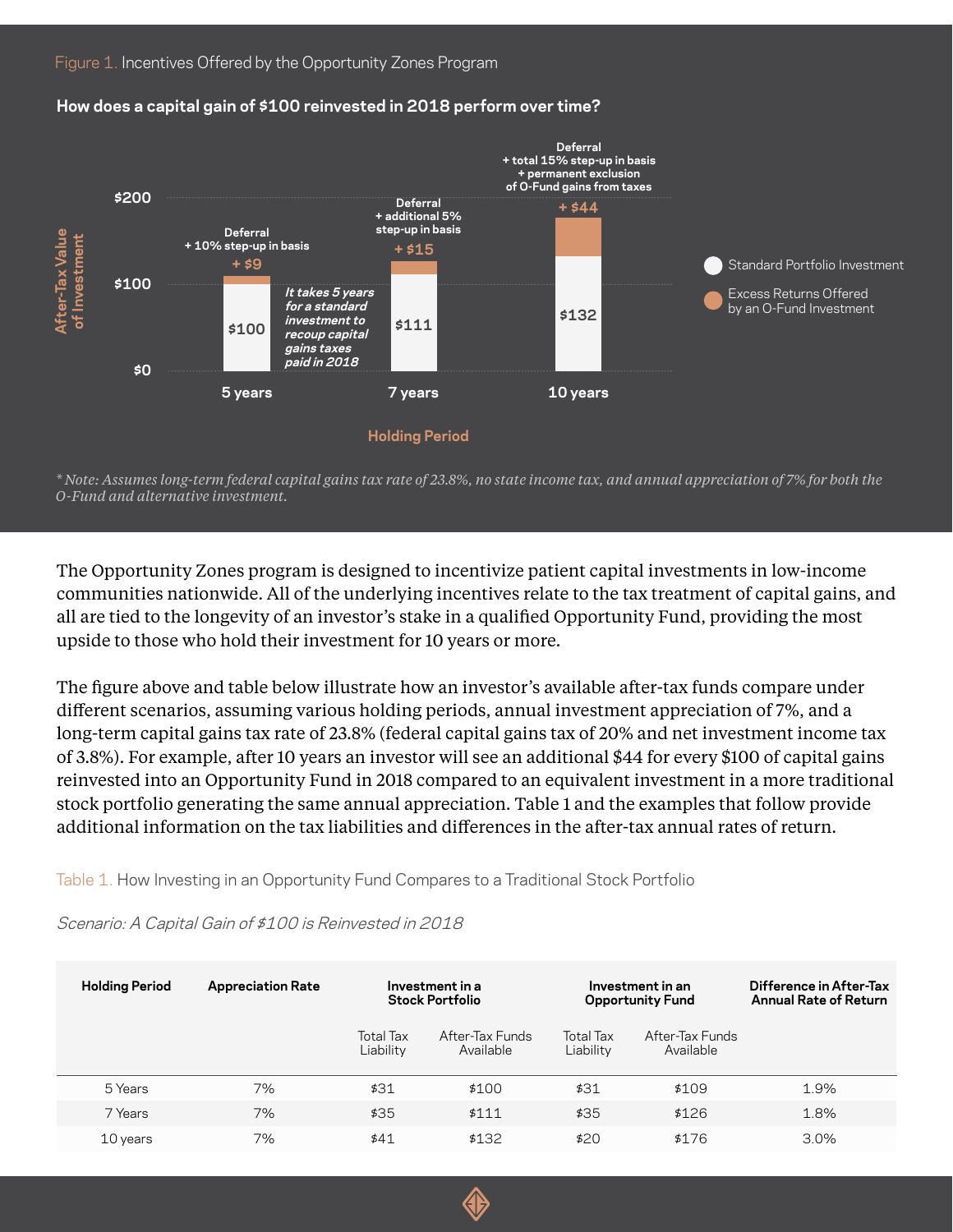Figure 1. Incentives Offered by the Opportunity Zones Program

**How does a capital gain of $100 reinvested in 2018 perform over time?**

| Holding Period | Standard Portfolio Investment | Excess Returns Offered by an O-Fund Investment | Incentives |
|---|---|---|---|
| 5 years | $100 | + $9 | Deferral + 10% step-up in basis |
| 7 years | $111 | + $15 | Deferral + additional 5% step-up in basis |
| 10 years | $132 | + $44 | Deferral + total 15% step-up in basis + permanent exclusion of O-Fund gains from taxes |

*It takes 5 years for a standard investment to recoup capital gains taxes paid in 2018*

*\* Note: Assumes long-term federal capital gains tax rate of 23.8%, no state income tax, and annual appreciation of 7% for both the O-Fund and alternative investment.*

The Opportunity Zones program is designed to incentivize patient capital investments in low-income communities nationwide. All of the underlying incentives relate to the tax treatment of capital gains, and all are tied to the longevity of an investor's stake in a qualified Opportunity Fund, providing the most upside to those who hold their investment for 10 years or more.

The figure above and table below illustrate how an investor's available after-tax funds compare under different scenarios, assuming various holding periods, annual investment appreciation of 7%, and a long-term capital gains tax rate of 23.8% (federal capital gains tax of 20% and net investment income tax of 3.8%). For example, after 10 years an investor will see an additional $44 for every $100 of capital gains reinvested into an Opportunity Fund in 2018 compared to an equivalent investment in a more traditional stock portfolio generating the same annual appreciation. Table 1 and the examples that follow provide additional information on the tax liabilities and differences in the after-tax annual rates of return.

Table 1. How Investing in an Opportunity Fund Compares to a Traditional Stock Portfolio

*Scenario: A Capital Gain of $100 is Reinvested in 2018*

| Holding Period | Appreciation Rate | Investment in a Stock Portfolio | | Investment in an Opportunity Fund | | Difference in After-Tax Annual Rate of Return |
|---|---|---|---|---|---|---|
| | | Total Tax Liability | After-Tax Funds Available | Total Tax Liability | After-Tax Funds Available | |
| 5 Years | 7% | $31 | $100 | $31 | $109 | 1.9% |
| 7 Years | 7% | $35 | $111 | $35 | $126 | 1.8% |
| 10 years | 7% | $41 | $132 | $20 | $176 | 3.0% |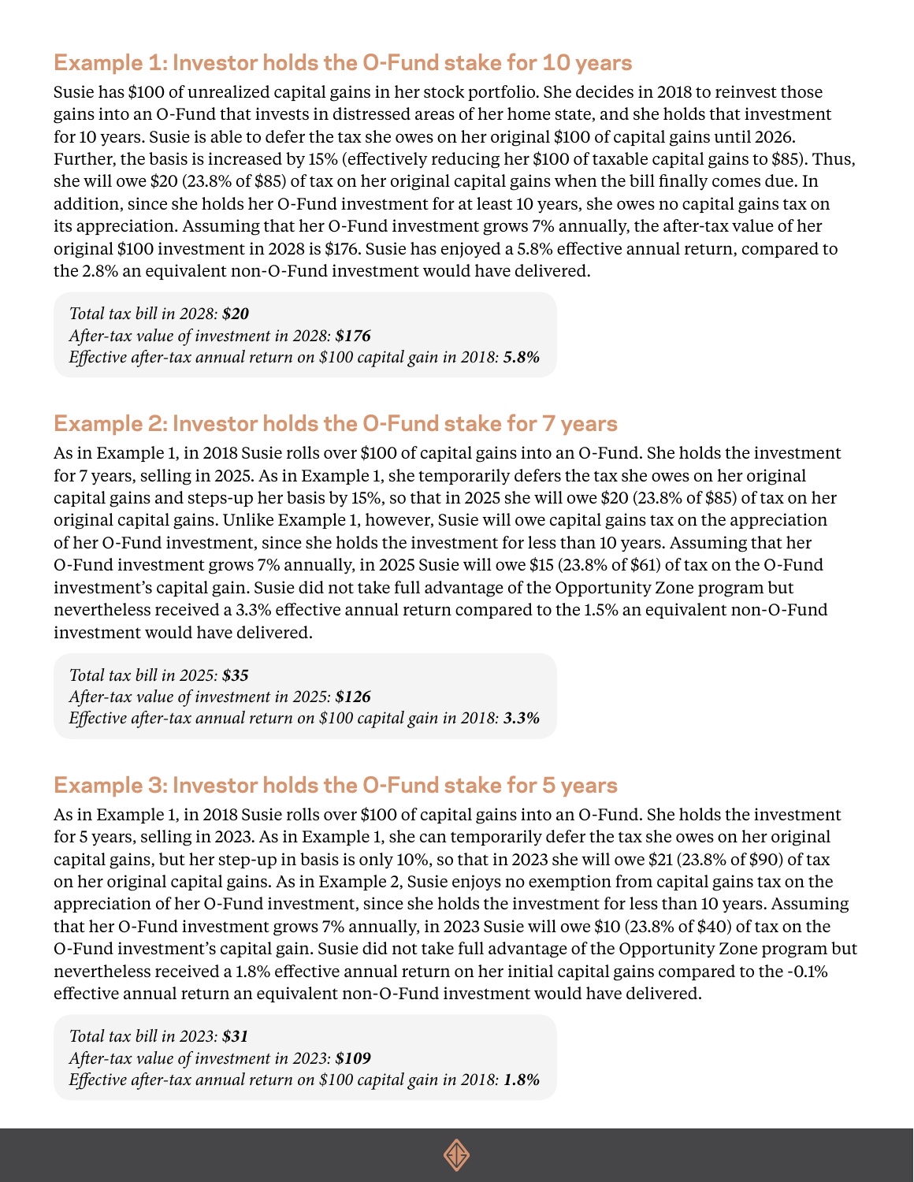## Example 1: Investor holds the O-Fund stake for 10 years

Susie has $100 of unrealized capital gains in her stock portfolio. She decides in 2018 to reinvest those gains into an O-Fund that invests in distressed areas of her home state, and she holds that investment for 10 years. Susie is able to defer the tax she owes on her original $100 of capital gains until 2026. Further, the basis is increased by 15% (effectively reducing her $100 of taxable capital gains to $85). Thus, she will owe $20 (23.8% of $85) of tax on her original capital gains when the bill finally comes due. In addition, since she holds her O-Fund investment for at least 10 years, she owes no capital gains tax on its appreciation. Assuming that her O-Fund investment grows 7% annually, the after-tax value of her original $100 investment in 2028 is $176. Susie has enjoyed a 5.8% effective annual return, compared to the 2.8% an equivalent non-O-Fund investment would have delivered.

*Total tax bill in 2028:* ***$20***
*After-tax value of investment in 2028:* ***$176***
*Effective after-tax annual return on $100 capital gain in 2018:* ***5.8%***

## Example 2: Investor holds the O-Fund stake for 7 years

As in Example 1, in 2018 Susie rolls over $100 of capital gains into an O-Fund. She holds the investment for 7 years, selling in 2025. As in Example 1, she temporarily defers the tax she owes on her original capital gains and steps-up her basis by 15%, so that in 2025 she will owe $20 (23.8% of $85) of tax on her original capital gains. Unlike Example 1, however, Susie will owe capital gains tax on the appreciation of her O-Fund investment, since she holds the investment for less than 10 years. Assuming that her O-Fund investment grows 7% annually, in 2025 Susie will owe $15 (23.8% of $61) of tax on the O-Fund investment's capital gain. Susie did not take full advantage of the Opportunity Zone program but nevertheless received a 3.3% effective annual return compared to the 1.5% an equivalent non-O-Fund investment would have delivered.

*Total tax bill in 2025:* ***$35***
*After-tax value of investment in 2025:* ***$126***
*Effective after-tax annual return on $100 capital gain in 2018:* ***3.3%***

## Example 3: Investor holds the O-Fund stake for 5 years

As in Example 1, in 2018 Susie rolls over $100 of capital gains into an O-Fund. She holds the investment for 5 years, selling in 2023. As in Example 1, she can temporarily defer the tax she owes on her original capital gains, but her step-up in basis is only 10%, so that in 2023 she will owe $21 (23.8% of $90) of tax on her original capital gains. As in Example 2, Susie enjoys no exemption from capital gains tax on the appreciation of her O-Fund investment, since she holds the investment for less than 10 years. Assuming that her O-Fund investment grows 7% annually, in 2023 Susie will owe $10 (23.8% of $40) of tax on the O-Fund investment's capital gain. Susie did not take full advantage of the Opportunity Zone program but nevertheless received a 1.8% effective annual return on her initial capital gains compared to the -0.1% effective annual return an equivalent non-O-Fund investment would have delivered.

*Total tax bill in 2023:* ***$31***
*After-tax value of investment in 2023:* ***$109***
*Effective after-tax annual return on $100 capital gain in 2018:* ***1.8%***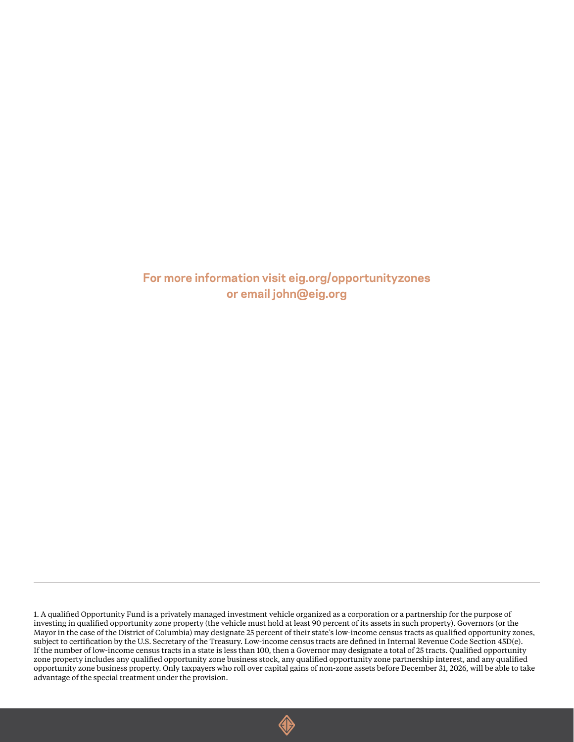**For more information visit eig.org/opportunityzones or email john@eig.org**

---

1. A qualified Opportunity Fund is a privately managed investment vehicle organized as a corporation or a partnership for the purpose of investing in qualified opportunity zone property (the vehicle must hold at least 90 percent of its assets in such property). Governors (or the Mayor in the case of the District of Columbia) may designate 25 percent of their state's low-income census tracts as qualified opportunity zones, subject to certification by the U.S. Secretary of the Treasury. Low-income census tracts are defined in Internal Revenue Code Section 45D(e). If the number of low-income census tracts in a state is less than 100, then a Governor may designate a total of 25 tracts. Qualified opportunity zone property includes any qualified opportunity zone business stock, any qualified opportunity zone partnership interest, and any qualified opportunity zone business property. Only taxpayers who roll over capital gains of non-zone assets before December 31, 2026, will be able to take advantage of the special treatment under the provision.